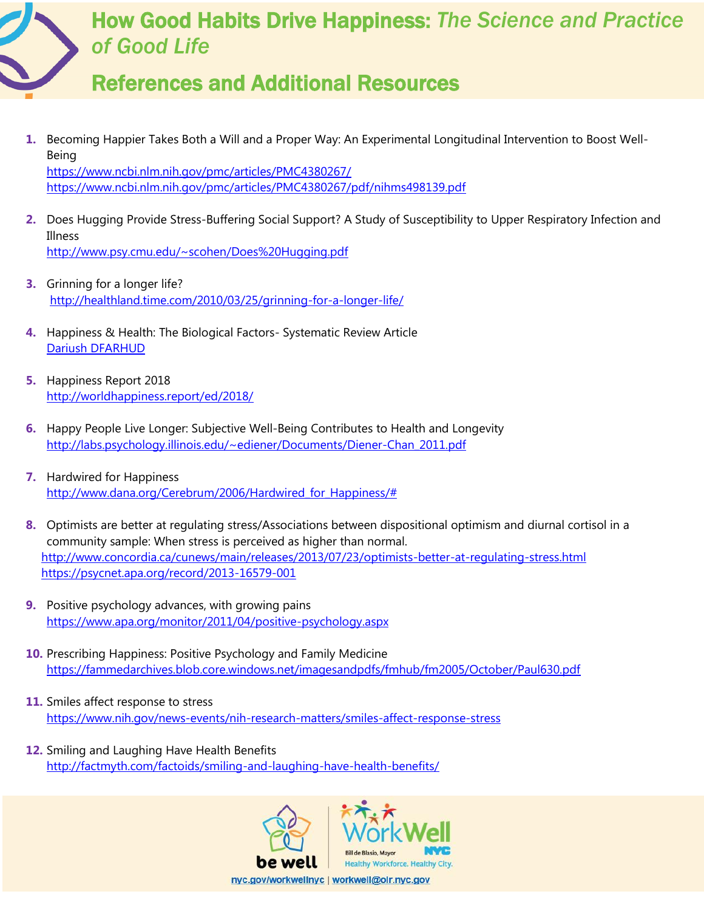# How Good Habits Drive Happiness: *The Science and Practice of Good Life*

## References and Additional Resources

1. Becoming Happier Takes Both a Will and a Proper Way: An Experimental Longitudinal Intervention to Boost Well-Being
   https://www.ncbi.nlm.nih.gov/pmc/articles/PMC4380267/
   https://www.ncbi.nlm.nih.gov/pmc/articles/PMC4380267/pdf/nihms498139.pdf

2. Does Hugging Provide Stress-Buffering Social Support? A Study of Susceptibility to Upper Respiratory Infection and Illness
   http://www.psy.cmu.edu/~scohen/Does%20Hugging.pdf

3. Grinning for a longer life?
   http://healthland.time.com/2010/03/25/grinning-for-a-longer-life/

4. Happiness & Health: The Biological Factors- Systematic Review Article
   Dariush DFARHUD

5. Happiness Report 2018
   http://worldhappiness.report/ed/2018/

6. Happy People Live Longer: Subjective Well-Being Contributes to Health and Longevity
   http://labs.psychology.illinois.edu/~ediener/Documents/Diener-Chan_2011.pdf

7. Hardwired for Happiness
   http://www.dana.org/Cerebrum/2006/Hardwired_for_Happiness/#

8. Optimists are better at regulating stress/Associations between dispositional optimism and diurnal cortisol in a community sample: When stress is perceived as higher than normal.
   http://www.concordia.ca/cunews/main/releases/2013/07/23/optimists-better-at-regulating-stress.html
   https://psycnet.apa.org/record/2013-16579-001

9. Positive psychology advances, with growing pains
   https://www.apa.org/monitor/2011/04/positive-psychology.aspx

10. Prescribing Happiness: Positive Psychology and Family Medicine
    https://fammedarchives.blob.core.windows.net/imagesandpdfs/fmhub/fm2005/October/Paul630.pdf

11. Smiles affect response to stress
    https://www.nih.gov/news-events/nih-research-matters/smiles-affect-response-stress

12. Smiling and Laughing Have Health Benefits
    http://factmyth.com/factoids/smiling-and-laughing-have-health-benefits/

be well | WorkWell NYC — Bill de Blasio, Mayor — Healthy Workforce. Healthy City.

nyc.gov/workwellnyc | workwell@olr.nyc.gov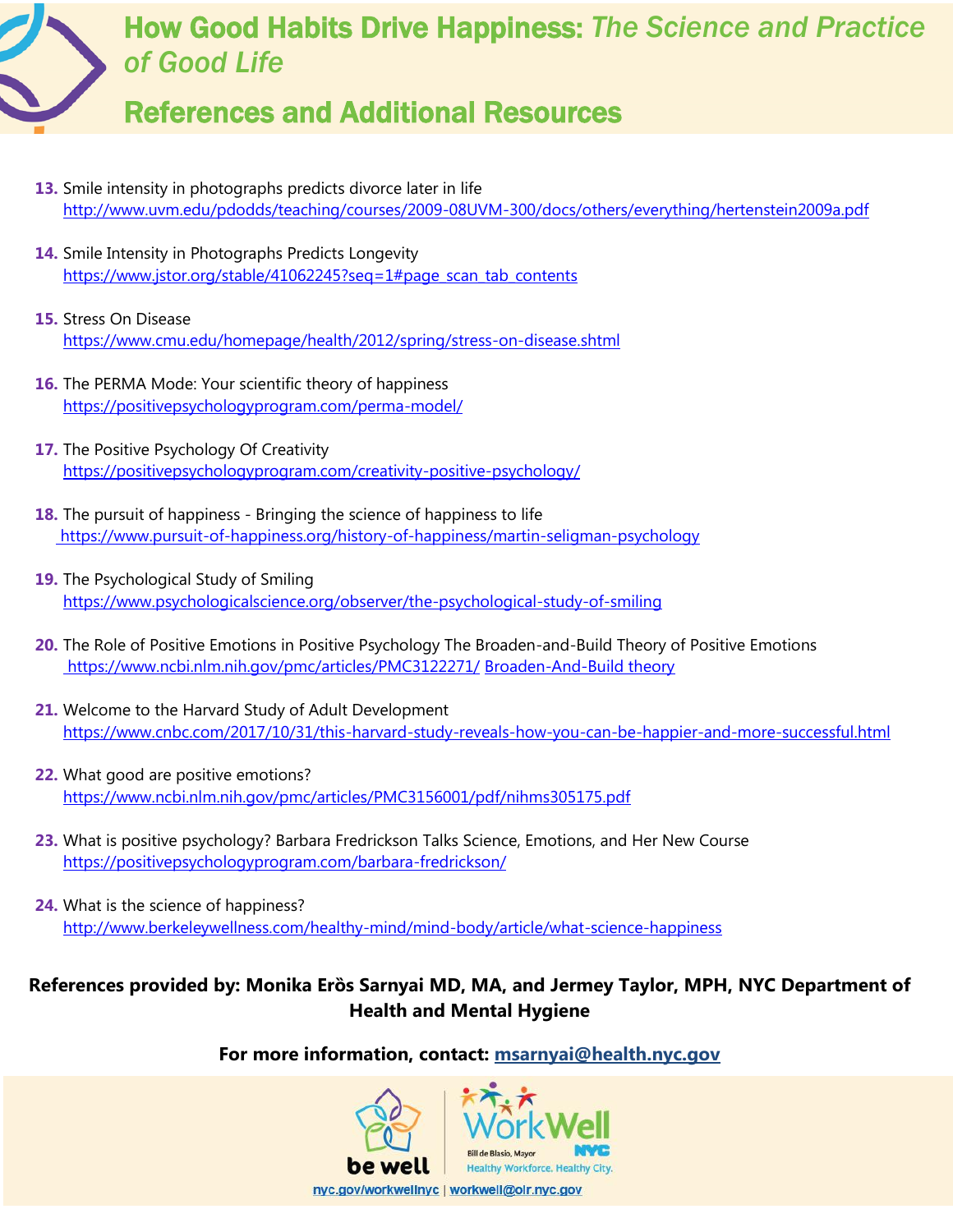# How Good Habits Drive Happiness: *The Science and Practice of Good Life*

## References and Additional Resources

13. Smile intensity in photographs predicts divorce later in life
    http://www.uvm.edu/pdodds/teaching/courses/2009-08UVM-300/docs/others/everything/hertenstein2009a.pdf

14. Smile Intensity in Photographs Predicts Longevity
    https://www.jstor.org/stable/41062245?seq=1#page_scan_tab_contents

15. Stress On Disease
    https://www.cmu.edu/homepage/health/2012/spring/stress-on-disease.shtml

16. The PERMA Mode: Your scientific theory of happiness
    https://positivepsychologyprogram.com/perma-model/

17. The Positive Psychology Of Creativity
    https://positivepsychologyprogram.com/creativity-positive-psychology/

18. The pursuit of happiness - Bringing the science of happiness to life
    https://www.pursuit-of-happiness.org/history-of-happiness/martin-seligman-psychology

19. The Psychological Study of Smiling
    https://www.psychologicalscience.org/observer/the-psychological-study-of-smiling

20. The Role of Positive Emotions in Positive Psychology The Broaden-and-Build Theory of Positive Emotions
    https://www.ncbi.nlm.nih.gov/pmc/articles/PMC3122271/ Broaden-And-Build theory

21. Welcome to the Harvard Study of Adult Development
    https://www.cnbc.com/2017/10/31/this-harvard-study-reveals-how-you-can-be-happier-and-more-successful.html

22. What good are positive emotions?
    https://www.ncbi.nlm.nih.gov/pmc/articles/PMC3156001/pdf/nihms305175.pdf

23. What is positive psychology? Barbara Fredrickson Talks Science, Emotions, and Her New Course
    https://positivepsychologyprogram.com/barbara-fredrickson/

24. What is the science of happiness?
    http://www.berkeleywellness.com/healthy-mind/mind-body/article/what-science-happiness

**References provided by: Monika Erös Sarnyai MD, MA, and Jermey Taylor, MPH, NYC Department of Health and Mental Hygiene**

**For more information, contact: msarnyai@health.nyc.gov**

be well | WorkWell NYC — Bill de Blasio, Mayor — Healthy Workforce. Healthy City.

nyc.gov/workwellnyc | workwell@olr.nyc.gov